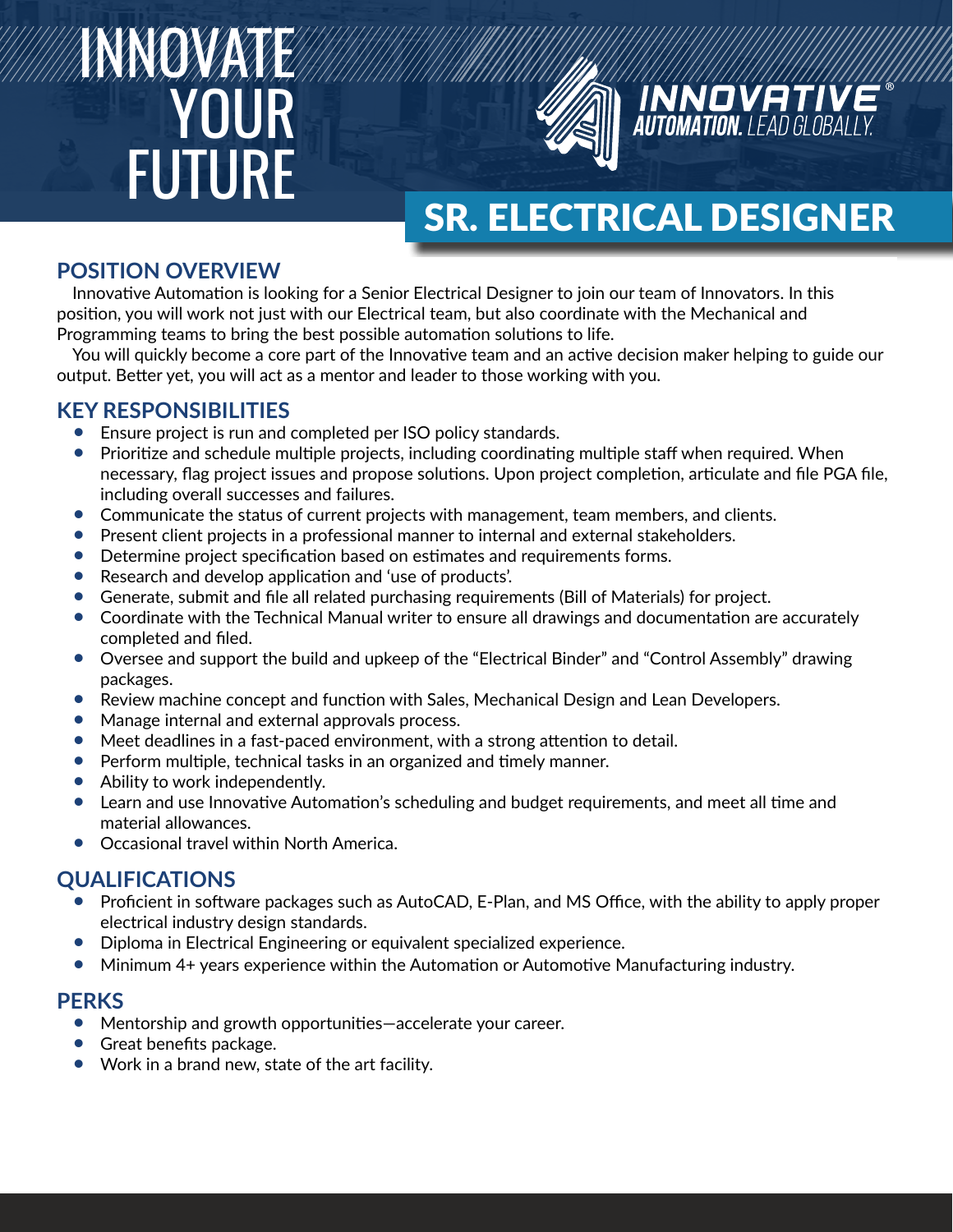# INNOVATE YOUR FUTURE

**INNOVATIVE®**
**AUTOMATION.** LEAD GLOBALLY.

# SR. ELECTRICAL DESIGNER

## POSITION OVERVIEW

Innovative Automation is looking for a Senior Electrical Designer to join our team of Innovators. In this position, you will work not just with our Electrical team, but also coordinate with the Mechanical and Programming teams to bring the best possible automation solutions to life.

You will quickly become a core part of the Innovative team and an active decision maker helping to guide our output. Better yet, you will act as a mentor and leader to those working with you.

## KEY RESPONSIBILITIES

- Ensure project is run and completed per ISO policy standards.
- Prioritize and schedule multiple projects, including coordinating multiple staff when required. When necessary, flag project issues and propose solutions. Upon project completion, articulate and file PGA file, including overall successes and failures.
- Communicate the status of current projects with management, team members, and clients.
- Present client projects in a professional manner to internal and external stakeholders.
- Determine project specification based on estimates and requirements forms.
- Research and develop application and 'use of products'.
- Generate, submit and file all related purchasing requirements (Bill of Materials) for project.
- Coordinate with the Technical Manual writer to ensure all drawings and documentation are accurately completed and filed.
- Oversee and support the build and upkeep of the "Electrical Binder" and "Control Assembly" drawing packages.
- Review machine concept and function with Sales, Mechanical Design and Lean Developers.
- Manage internal and external approvals process.
- Meet deadlines in a fast-paced environment, with a strong attention to detail.
- Perform multiple, technical tasks in an organized and timely manner.
- Ability to work independently.
- Learn and use Innovative Automation's scheduling and budget requirements, and meet all time and material allowances.
- Occasional travel within North America.

## QUALIFICATIONS

- Proficient in software packages such as AutoCAD, E-Plan, and MS Office, with the ability to apply proper electrical industry design standards.
- Diploma in Electrical Engineering or equivalent specialized experience.
- Minimum 4+ years experience within the Automation or Automotive Manufacturing industry.

## PERKS

- Mentorship and growth opportunities—accelerate your career.
- Great benefits package.
- Work in a brand new, state of the art facility.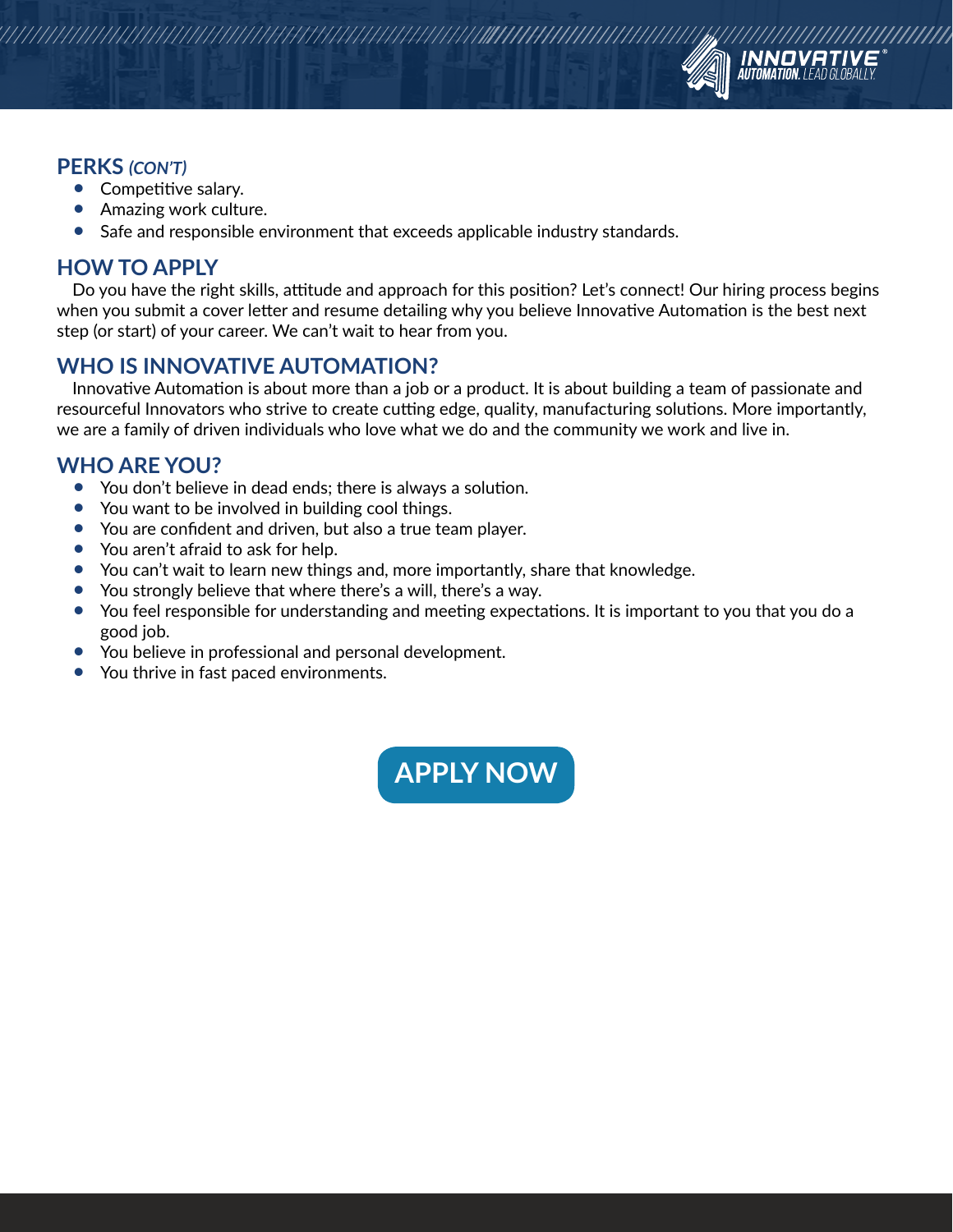## PERKS *(CON'T)*

- Competitive salary.
- Amazing work culture.
- Safe and responsible environment that exceeds applicable industry standards.

## HOW TO APPLY

Do you have the right skills, attitude and approach for this position? Let's connect! Our hiring process begins when you submit a cover letter and resume detailing why you believe Innovative Automation is the best next step (or start) of your career. We can't wait to hear from you.

## WHO IS INNOVATIVE AUTOMATION?

Innovative Automation is about more than a job or a product. It is about building a team of passionate and resourceful Innovators who strive to create cutting edge, quality, manufacturing solutions. More importantly, we are a family of driven individuals who love what we do and the community we work and live in.

## WHO ARE YOU?

- You don't believe in dead ends; there is always a solution.
- You want to be involved in building cool things.
- You are confident and driven, but also a true team player.
- You aren't afraid to ask for help.
- You can't wait to learn new things and, more importantly, share that knowledge.
- You strongly believe that where there's a will, there's a way.
- You feel responsible for understanding and meeting expectations. It is important to you that you do a good job.
- You believe in professional and personal development.
- You thrive in fast paced environments.

**APPLY NOW**